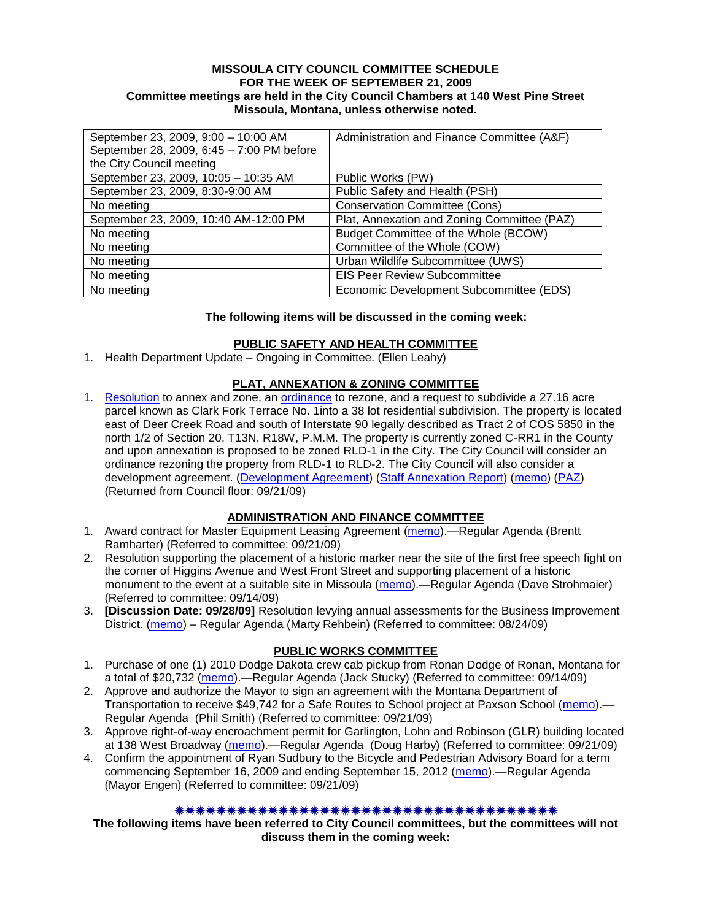**MISSOULA CITY COUNCIL COMMITTEE SCHEDULE**
**FOR THE WEEK OF SEPTEMBER 21, 2009**
**Committee meetings are held in the City Council Chambers at 140 West Pine Street Missoula, Montana, unless otherwise noted.**

| | |
|---|---|
| September 23, 2009, 9:00 – 10:00 AM<br>September 28, 2009, 6:45 – 7:00 PM before the City Council meeting | Administration and Finance Committee (A&F) |
| September 23, 2009, 10:05 – 10:35 AM | Public Works (PW) |
| September 23, 2009, 8:30-9:00 AM | Public Safety and Health (PSH) |
| No meeting | Conservation Committee (Cons) |
| September 23, 2009, 10:40 AM-12:00 PM | Plat, Annexation and Zoning Committee (PAZ) |
| No meeting | Budget Committee of the Whole (BCOW) |
| No meeting | Committee of the Whole (COW) |
| No meeting | Urban Wildlife Subcommittee (UWS) |
| No meeting | EIS Peer Review Subcommittee |
| No meeting | Economic Development Subcommittee (EDS) |

**The following items will be discussed in the coming week:**

**PUBLIC SAFETY AND HEALTH COMMITTEE**

1. Health Department Update – Ongoing in Committee. (Ellen Leahy)

**PLAT, ANNEXATION & ZONING COMMITTEE**

1. Resolution to annex and zone, an ordinance to rezone, and a request to subdivide a 27.16 acre parcel known as Clark Fork Terrace No. 1into a 38 lot residential subdivision. The property is located east of Deer Creek Road and south of Interstate 90 legally described as Tract 2 of COS 5850 in the north 1/2 of Section 20, T13N, R18W, P.M.M. The property is currently zoned C-RR1 in the County and upon annexation is proposed to be zoned RLD-1 in the City. The City Council will consider an ordinance rezoning the property from RLD-1 to RLD-2. The City Council will also consider a development agreement. (Development Agreement) (Staff Annexation Report) (memo) (PAZ) (Returned from Council floor: 09/21/09)

**ADMINISTRATION AND FINANCE COMMITTEE**

1. Award contract for Master Equipment Leasing Agreement (memo).—Regular Agenda (Brentt Ramharter) (Referred to committee: 09/21/09)
2. Resolution supporting the placement of a historic marker near the site of the first free speech fight on the corner of Higgins Avenue and West Front Street and supporting placement of a historic monument to the event at a suitable site in Missoula (memo).—Regular Agenda (Dave Strohmaier) (Referred to committee: 09/14/09)
3. **[Discussion Date: 09/28/09]** Resolution levying annual assessments for the Business Improvement District. (memo) – Regular Agenda (Marty Rehbein) (Referred to committee: 08/24/09)

**PUBLIC WORKS COMMITTEE**

1. Purchase of one (1) 2010 Dodge Dakota crew cab pickup from Ronan Dodge of Ronan, Montana for a total of $20,732 (memo).—Regular Agenda (Jack Stucky) (Referred to committee: 09/14/09)
2. Approve and authorize the Mayor to sign an agreement with the Montana Department of Transportation to receive $49,742 for a Safe Routes to School project at Paxson School (memo).—Regular Agenda (Phil Smith) (Referred to committee: 09/21/09)
3. Approve right-of-way encroachment permit for Garlington, Lohn and Robinson (GLR) building located at 138 West Broadway (memo).—Regular Agenda (Doug Harby) (Referred to committee: 09/21/09)
4. Confirm the appointment of Ryan Sudbury to the Bicycle and Pedestrian Advisory Board for a term commencing September 16, 2009 and ending September 15, 2012 (memo).—Regular Agenda (Mayor Engen) (Referred to committee: 09/21/09)

**The following items have been referred to City Council committees, but the committees will not discuss them in the coming week:**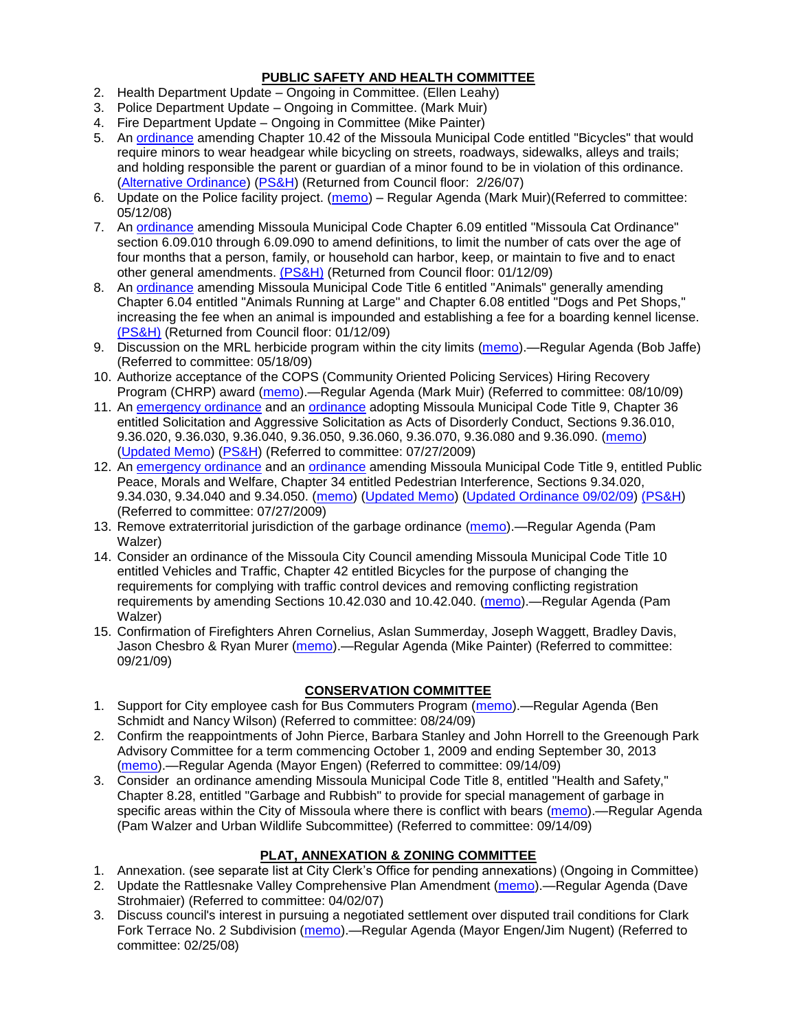## PUBLIC SAFETY AND HEALTH COMMITTEE

2. Health Department Update – Ongoing in Committee. (Ellen Leahy)
3. Police Department Update – Ongoing in Committee. (Mark Muir)
4. Fire Department Update – Ongoing in Committee (Mike Painter)
5. An ordinance amending Chapter 10.42 of the Missoula Municipal Code entitled "Bicycles" that would require minors to wear headgear while bicycling on streets, roadways, sidewalks, alleys and trails; and holding responsible the parent or guardian of a minor found to be in violation of this ordinance. (Alternative Ordinance) (PS&H) (Returned from Council floor: 2/26/07)
6. Update on the Police facility project. (memo) – Regular Agenda (Mark Muir)(Referred to committee: 05/12/08)
7. An ordinance amending Missoula Municipal Code Chapter 6.09 entitled "Missoula Cat Ordinance" section 6.09.010 through 6.09.090 to amend definitions, to limit the number of cats over the age of four months that a person, family, or household can harbor, keep, or maintain to five and to enact other general amendments. (PS&H) (Returned from Council floor: 01/12/09)
8. An ordinance amending Missoula Municipal Code Title 6 entitled "Animals" generally amending Chapter 6.04 entitled "Animals Running at Large" and Chapter 6.08 entitled "Dogs and Pet Shops," increasing the fee when an animal is impounded and establishing a fee for a boarding kennel license. (PS&H) (Returned from Council floor: 01/12/09)
9. Discussion on the MRL herbicide program within the city limits (memo).—Regular Agenda (Bob Jaffe) (Referred to committee: 05/18/09)
10. Authorize acceptance of the COPS (Community Oriented Policing Services) Hiring Recovery Program (CHRP) award (memo).—Regular Agenda (Mark Muir) (Referred to committee: 08/10/09)
11. An emergency ordinance and an ordinance adopting Missoula Municipal Code Title 9, Chapter 36 entitled Solicitation and Aggressive Solicitation as Acts of Disorderly Conduct, Sections 9.36.010, 9.36.020, 9.36.030, 9.36.040, 9.36.050, 9.36.060, 9.36.070, 9.36.080 and 9.36.090. (memo) (Updated Memo) (PS&H) (Referred to committee: 07/27/2009)
12. An emergency ordinance and an ordinance amending Missoula Municipal Code Title 9, entitled Public Peace, Morals and Welfare, Chapter 34 entitled Pedestrian Interference, Sections 9.34.020, 9.34.030, 9.34.040 and 9.34.050. (memo) (Updated Memo) (Updated Ordinance 09/02/09) (PS&H) (Referred to committee: 07/27/2009)
13. Remove extraterritorial jurisdiction of the garbage ordinance (memo).—Regular Agenda (Pam Walzer)
14. Consider an ordinance of the Missoula City Council amending Missoula Municipal Code Title 10 entitled Vehicles and Traffic, Chapter 42 entitled Bicycles for the purpose of changing the requirements for complying with traffic control devices and removing conflicting registration requirements by amending Sections 10.42.030 and 10.42.040. (memo).—Regular Agenda (Pam Walzer)
15. Confirmation of Firefighters Ahren Cornelius, Aslan Summerday, Joseph Waggett, Bradley Davis, Jason Chesbro & Ryan Murer (memo).—Regular Agenda (Mike Painter) (Referred to committee: 09/21/09)

## CONSERVATION COMMITTEE

1. Support for City employee cash for Bus Commuters Program (memo).—Regular Agenda (Ben Schmidt and Nancy Wilson) (Referred to committee: 08/24/09)
2. Confirm the reappointments of John Pierce, Barbara Stanley and John Horrell to the Greenough Park Advisory Committee for a term commencing October 1, 2009 and ending September 30, 2013 (memo).—Regular Agenda (Mayor Engen) (Referred to committee: 09/14/09)
3. Consider an ordinance amending Missoula Municipal Code Title 8, entitled "Health and Safety," Chapter 8.28, entitled "Garbage and Rubbish" to provide for special management of garbage in specific areas within the City of Missoula where there is conflict with bears (memo).—Regular Agenda (Pam Walzer and Urban Wildlife Subcommittee) (Referred to committee: 09/14/09)

## PLAT, ANNEXATION & ZONING COMMITTEE

1. Annexation. (see separate list at City Clerk's Office for pending annexations) (Ongoing in Committee)
2. Update the Rattlesnake Valley Comprehensive Plan Amendment (memo).—Regular Agenda (Dave Strohmaier) (Referred to committee: 04/02/07)
3. Discuss council's interest in pursuing a negotiated settlement over disputed trail conditions for Clark Fork Terrace No. 2 Subdivision (memo).—Regular Agenda (Mayor Engen/Jim Nugent) (Referred to committee: 02/25/08)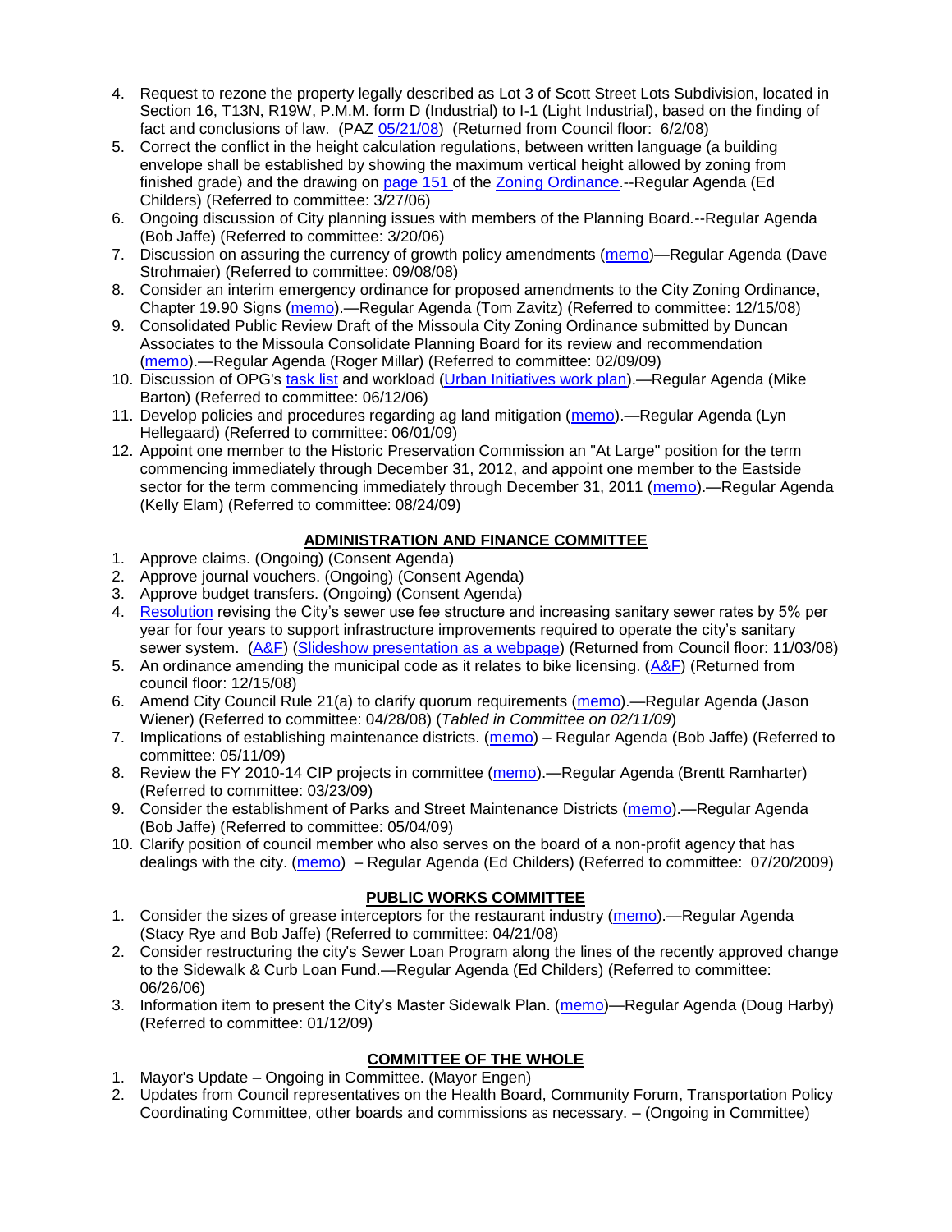4. Request to rezone the property legally described as Lot 3 of Scott Street Lots Subdivision, located in Section 16, T13N, R19W, P.M.M. form D (Industrial) to I-1 (Light Industrial), based on the finding of fact and conclusions of law. (PAZ 05/21/08) (Returned from Council floor: 6/2/08)
5. Correct the conflict in the height calculation regulations, between written language (a building envelope shall be established by showing the maximum vertical height allowed by zoning from finished grade) and the drawing on page 151 of the Zoning Ordinance.--Regular Agenda (Ed Childers) (Referred to committee: 3/27/06)
6. Ongoing discussion of City planning issues with members of the Planning Board.--Regular Agenda (Bob Jaffe) (Referred to committee: 3/20/06)
7. Discussion on assuring the currency of growth policy amendments (memo)—Regular Agenda (Dave Strohmaier) (Referred to committee: 09/08/08)
8. Consider an interim emergency ordinance for proposed amendments to the City Zoning Ordinance, Chapter 19.90 Signs (memo).—Regular Agenda (Tom Zavitz) (Referred to committee: 12/15/08)
9. Consolidated Public Review Draft of the Missoula City Zoning Ordinance submitted by Duncan Associates to the Missoula Consolidate Planning Board for its review and recommendation (memo).—Regular Agenda (Roger Millar) (Referred to committee: 02/09/09)
10. Discussion of OPG's task list and workload (Urban Initiatives work plan).—Regular Agenda (Mike Barton) (Referred to committee: 06/12/06)
11. Develop policies and procedures regarding ag land mitigation (memo).—Regular Agenda (Lyn Hellegaard) (Referred to committee: 06/01/09)
12. Appoint one member to the Historic Preservation Commission an "At Large" position for the term commencing immediately through December 31, 2012, and appoint one member to the Eastside sector for the term commencing immediately through December 31, 2011 (memo).—Regular Agenda (Kelly Elam) (Referred to committee: 08/24/09)

## ADMINISTRATION AND FINANCE COMMITTEE

1. Approve claims. (Ongoing) (Consent Agenda)
2. Approve journal vouchers. (Ongoing) (Consent Agenda)
3. Approve budget transfers. (Ongoing) (Consent Agenda)
4. Resolution revising the City's sewer use fee structure and increasing sanitary sewer rates by 5% per year for four years to support infrastructure improvements required to operate the city's sanitary sewer system. (A&F) (Slideshow presentation as a webpage) (Returned from Council floor: 11/03/08)
5. An ordinance amending the municipal code as it relates to bike licensing. (A&F) (Returned from council floor: 12/15/08)
6. Amend City Council Rule 21(a) to clarify quorum requirements (memo).—Regular Agenda (Jason Wiener) (Referred to committee: 04/28/08) (*Tabled in Committee on 02/11/09*)
7. Implications of establishing maintenance districts. (memo) – Regular Agenda (Bob Jaffe) (Referred to committee: 05/11/09)
8. Review the FY 2010-14 CIP projects in committee (memo).—Regular Agenda (Brentt Ramharter) (Referred to committee: 03/23/09)
9. Consider the establishment of Parks and Street Maintenance Districts (memo).—Regular Agenda (Bob Jaffe) (Referred to committee: 05/04/09)
10. Clarify position of council member who also serves on the board of a non-profit agency that has dealings with the city. (memo) – Regular Agenda (Ed Childers) (Referred to committee: 07/20/2009)

## PUBLIC WORKS COMMITTEE

1. Consider the sizes of grease interceptors for the restaurant industry (memo).—Regular Agenda (Stacy Rye and Bob Jaffe) (Referred to committee: 04/21/08)
2. Consider restructuring the city's Sewer Loan Program along the lines of the recently approved change to the Sidewalk & Curb Loan Fund.—Regular Agenda (Ed Childers) (Referred to committee: 06/26/06)
3. Information item to present the City's Master Sidewalk Plan. (memo)—Regular Agenda (Doug Harby) (Referred to committee: 01/12/09)

## COMMITTEE OF THE WHOLE

1. Mayor's Update – Ongoing in Committee. (Mayor Engen)
2. Updates from Council representatives on the Health Board, Community Forum, Transportation Policy Coordinating Committee, other boards and commissions as necessary. – (Ongoing in Committee)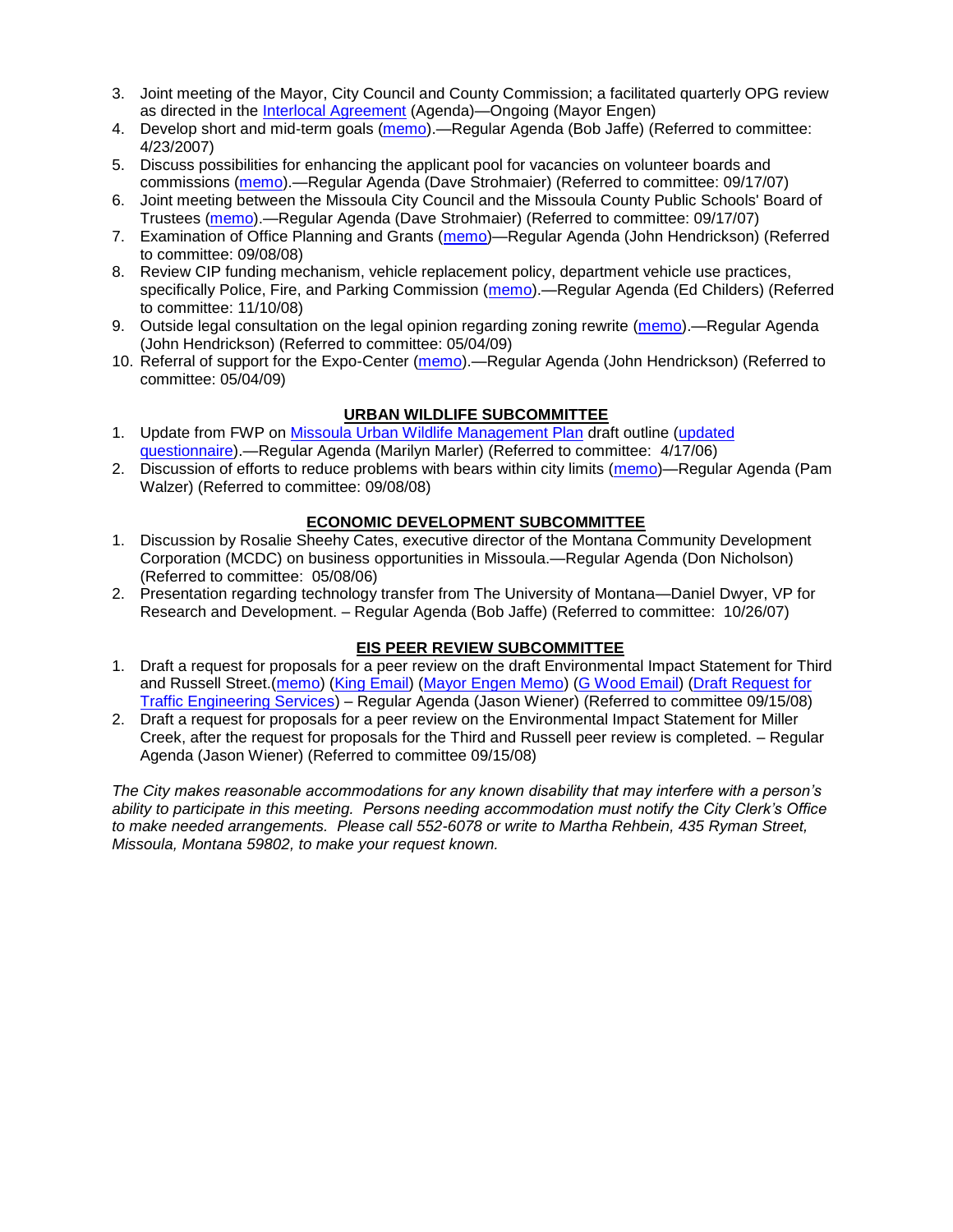3. Joint meeting of the Mayor, City Council and County Commission; a facilitated quarterly OPG review as directed in the Interlocal Agreement (Agenda)—Ongoing (Mayor Engen)
4. Develop short and mid-term goals (memo).—Regular Agenda (Bob Jaffe) (Referred to committee: 4/23/2007)
5. Discuss possibilities for enhancing the applicant pool for vacancies on volunteer boards and commissions (memo).—Regular Agenda (Dave Strohmaier) (Referred to committee: 09/17/07)
6. Joint meeting between the Missoula City Council and the Missoula County Public Schools' Board of Trustees (memo).—Regular Agenda (Dave Strohmaier) (Referred to committee: 09/17/07)
7. Examination of Office Planning and Grants (memo)—Regular Agenda (John Hendrickson) (Referred to committee: 09/08/08)
8. Review CIP funding mechanism, vehicle replacement policy, department vehicle use practices, specifically Police, Fire, and Parking Commission (memo).—Regular Agenda (Ed Childers) (Referred to committee: 11/10/08)
9. Outside legal consultation on the legal opinion regarding zoning rewrite (memo).—Regular Agenda (John Hendrickson) (Referred to committee: 05/04/09)
10. Referral of support for the Expo-Center (memo).—Regular Agenda (John Hendrickson) (Referred to committee: 05/04/09)

## URBAN WILDLIFE SUBCOMMITTEE

1. Update from FWP on Missoula Urban Wildlife Management Plan draft outline (updated questionnaire).—Regular Agenda (Marilyn Marler) (Referred to committee: 4/17/06)
2. Discussion of efforts to reduce problems with bears within city limits (memo)—Regular Agenda (Pam Walzer) (Referred to committee: 09/08/08)

## ECONOMIC DEVELOPMENT SUBCOMMITTEE

1. Discussion by Rosalie Sheehy Cates, executive director of the Montana Community Development Corporation (MCDC) on business opportunities in Missoula.—Regular Agenda (Don Nicholson) (Referred to committee: 05/08/06)
2. Presentation regarding technology transfer from The University of Montana—Daniel Dwyer, VP for Research and Development. – Regular Agenda (Bob Jaffe) (Referred to committee: 10/26/07)

## EIS PEER REVIEW SUBCOMMITTEE

1. Draft a request for proposals for a peer review on the draft Environmental Impact Statement for Third and Russell Street.(memo) (King Email) (Mayor Engen Memo) (G Wood Email) (Draft Request for Traffic Engineering Services) – Regular Agenda (Jason Wiener) (Referred to committee 09/15/08)
2. Draft a request for proposals for a peer review on the Environmental Impact Statement for Miller Creek, after the request for proposals for the Third and Russell peer review is completed. – Regular Agenda (Jason Wiener) (Referred to committee 09/15/08)

*The City makes reasonable accommodations for any known disability that may interfere with a person's ability to participate in this meeting. Persons needing accommodation must notify the City Clerk's Office to make needed arrangements. Please call 552-6078 or write to Martha Rehbein, 435 Ryman Street, Missoula, Montana 59802, to make your request known.*